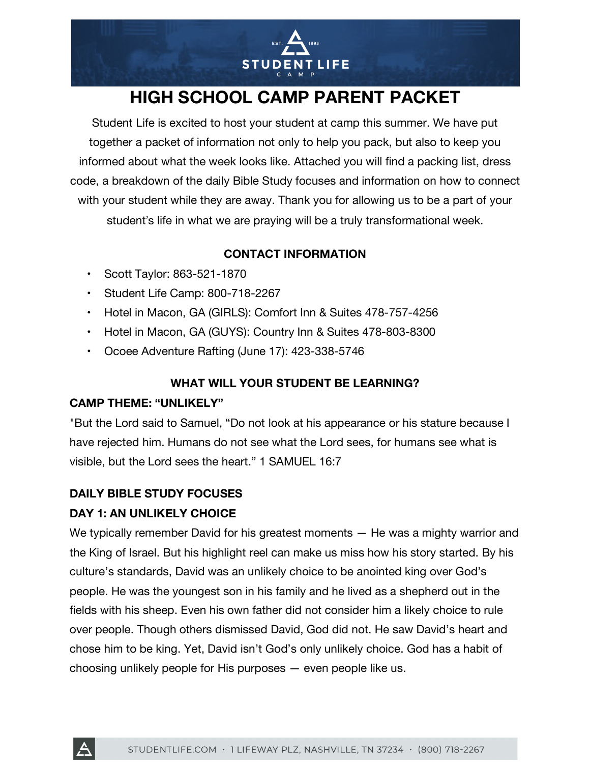# HIGH SCHOOL CAMP PARENT PACKET

Student Life is excited to host your student at camp this summer. We have put together a packet of information not only to help you pack, but also to keep you informed about what the week looks like. Attached you will find a packing list, dress code, a breakdown of the daily Bible Study focuses and information on how to connect with your student while they are away. Thank you for allowing us to be a part of your student's life in what we are praying will be a truly transformational week.

## CONTACT INFORMATION

- Scott Taylor: 863-521-1870
- Student Life Camp: 800-718-2267
- Hotel in Macon, GA (GIRLS): Comfort Inn & Suites 478-757-4256
- Hotel in Macon, GA (GUYS): Country Inn & Suites 478-803-8300
- Ocoee Adventure Rafting (June 17): 423-338-5746

## WHAT WILL YOUR STUDENT BE LEARNING?

### CAMP THEME: "UNLIKELY"

"But the Lord said to Samuel, "Do not look at his appearance or his stature because I have rejected him. Humans do not see what the Lord sees, for humans see what is visible, but the Lord sees the heart." 1 SAMUEL 16:7

### DAILY BIBLE STUDY FOCUSES

### DAY 1: AN UNLIKELY CHOICE

We typically remember David for his greatest moments — He was a mighty warrior and the King of Israel. But his highlight reel can make us miss how his story started. By his culture's standards, David was an unlikely choice to be anointed king over God's people. He was the youngest son in his family and he lived as a shepherd out in the fields with his sheep. Even his own father did not consider him a likely choice to rule over people. Though others dismissed David, God did not. He saw David's heart and chose him to be king. Yet, David isn't God's only unlikely choice. God has a habit of choosing unlikely people for His purposes — even people like us.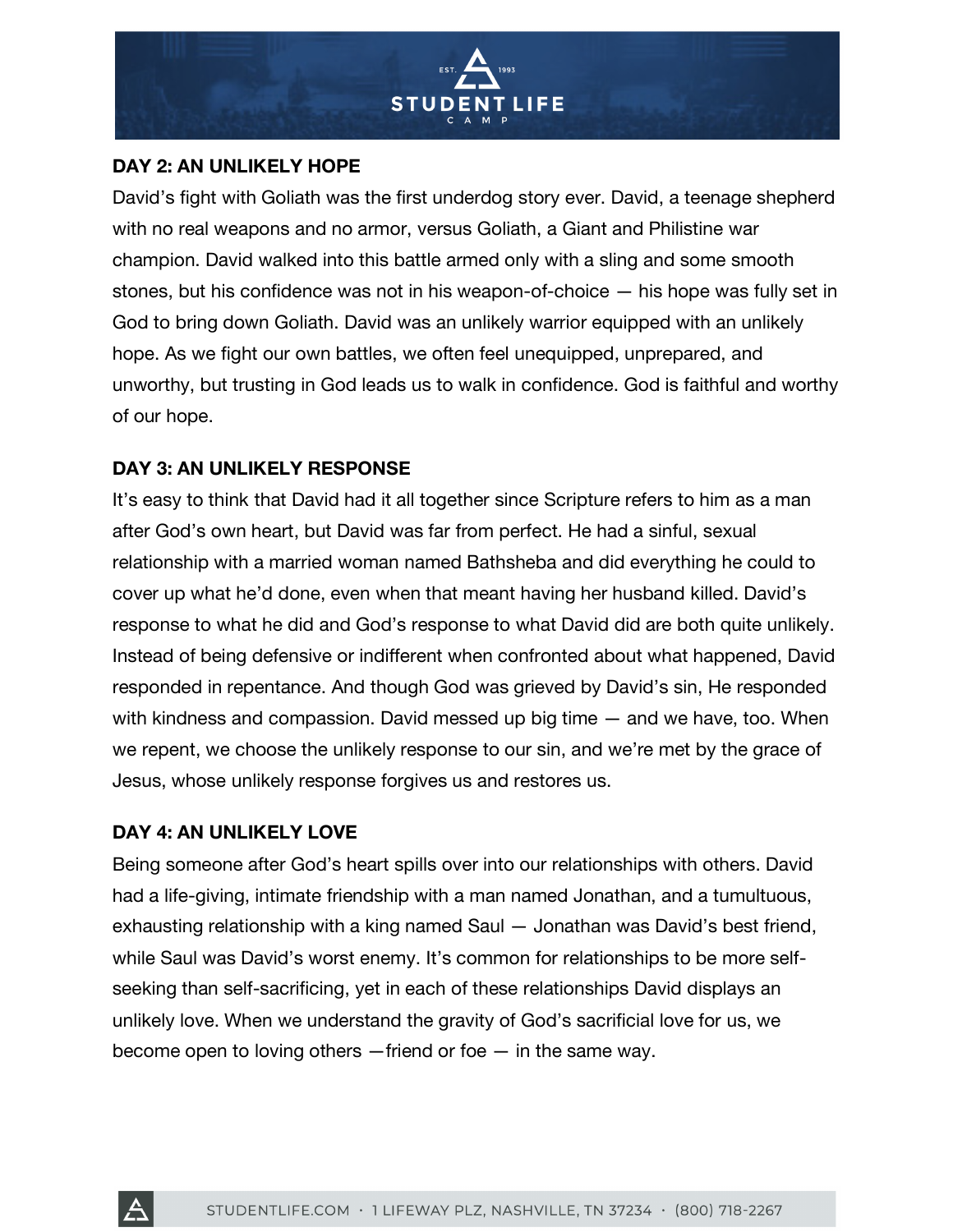## DAY 2: AN UNLIKELY HOPE

David's fight with Goliath was the first underdog story ever. David, a teenage shepherd with no real weapons and no armor, versus Goliath, a Giant and Philistine war champion. David walked into this battle armed only with a sling and some smooth stones, but his confidence was not in his weapon-of-choice — his hope was fully set in God to bring down Goliath. David was an unlikely warrior equipped with an unlikely hope. As we fight our own battles, we often feel unequipped, unprepared, and unworthy, but trusting in God leads us to walk in confidence. God is faithful and worthy of our hope.

## DAY 3: AN UNLIKELY RESPONSE

It's easy to think that David had it all together since Scripture refers to him as a man after God's own heart, but David was far from perfect. He had a sinful, sexual relationship with a married woman named Bathsheba and did everything he could to cover up what he'd done, even when that meant having her husband killed. David's response to what he did and God's response to what David did are both quite unlikely. Instead of being defensive or indifferent when confronted about what happened, David responded in repentance. And though God was grieved by David's sin, He responded with kindness and compassion. David messed up big time — and we have, too. When we repent, we choose the unlikely response to our sin, and we're met by the grace of Jesus, whose unlikely response forgives us and restores us.

## DAY 4: AN UNLIKELY LOVE

Being someone after God's heart spills over into our relationships with others. David had a life-giving, intimate friendship with a man named Jonathan, and a tumultuous, exhausting relationship with a king named Saul — Jonathan was David's best friend, while Saul was David's worst enemy. It's common for relationships to be more self-seeking than self-sacrificing, yet in each of these relationships David displays an unlikely love. When we understand the gravity of God's sacrificial love for us, we become open to loving others —friend or foe — in the same way.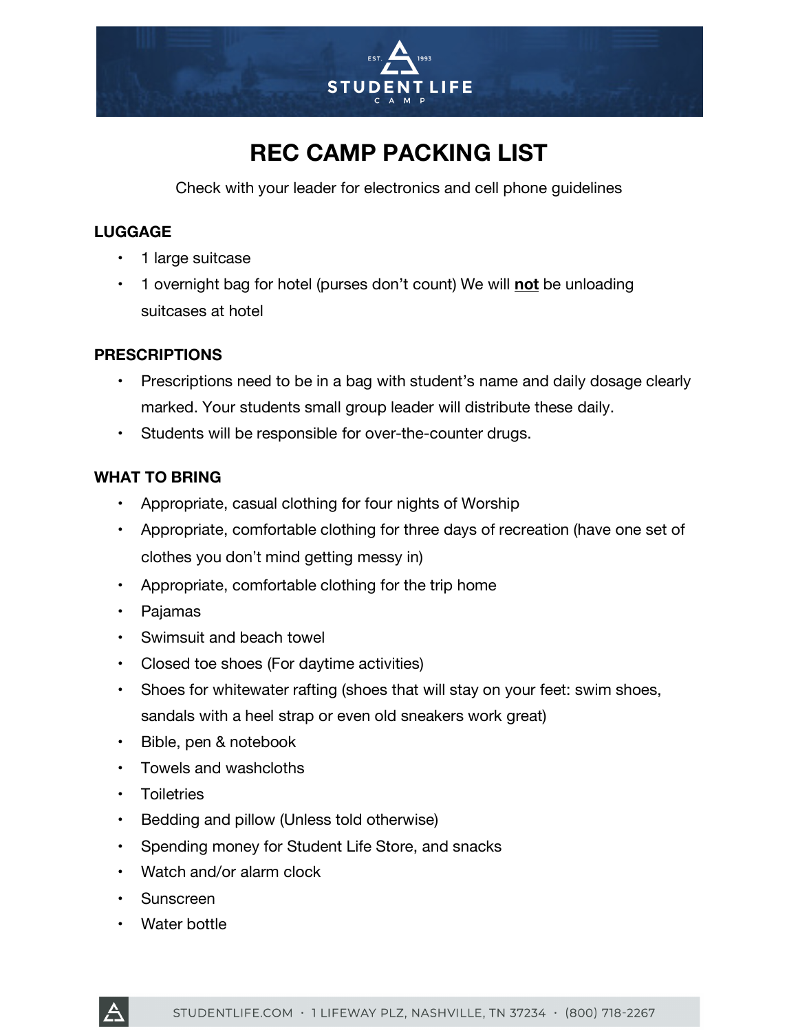# REC CAMP PACKING LIST

Check with your leader for electronics and cell phone guidelines

## LUGGAGE

- 1 large suitcase
- 1 overnight bag for hotel (purses don't count) We will **not** be unloading suitcases at hotel

## PRESCRIPTIONS

- Prescriptions need to be in a bag with student's name and daily dosage clearly marked. Your students small group leader will distribute these daily.
- Students will be responsible for over-the-counter drugs.

## WHAT TO BRING

- Appropriate, casual clothing for four nights of Worship
- Appropriate, comfortable clothing for three days of recreation (have one set of clothes you don't mind getting messy in)
- Appropriate, comfortable clothing for the trip home
- Pajamas
- Swimsuit and beach towel
- Closed toe shoes (For daytime activities)
- Shoes for whitewater rafting (shoes that will stay on your feet: swim shoes, sandals with a heel strap or even old sneakers work great)
- Bible, pen & notebook
- Towels and washcloths
- Toiletries
- Bedding and pillow (Unless told otherwise)
- Spending money for Student Life Store, and snacks
- Watch and/or alarm clock
- Sunscreen
- Water bottle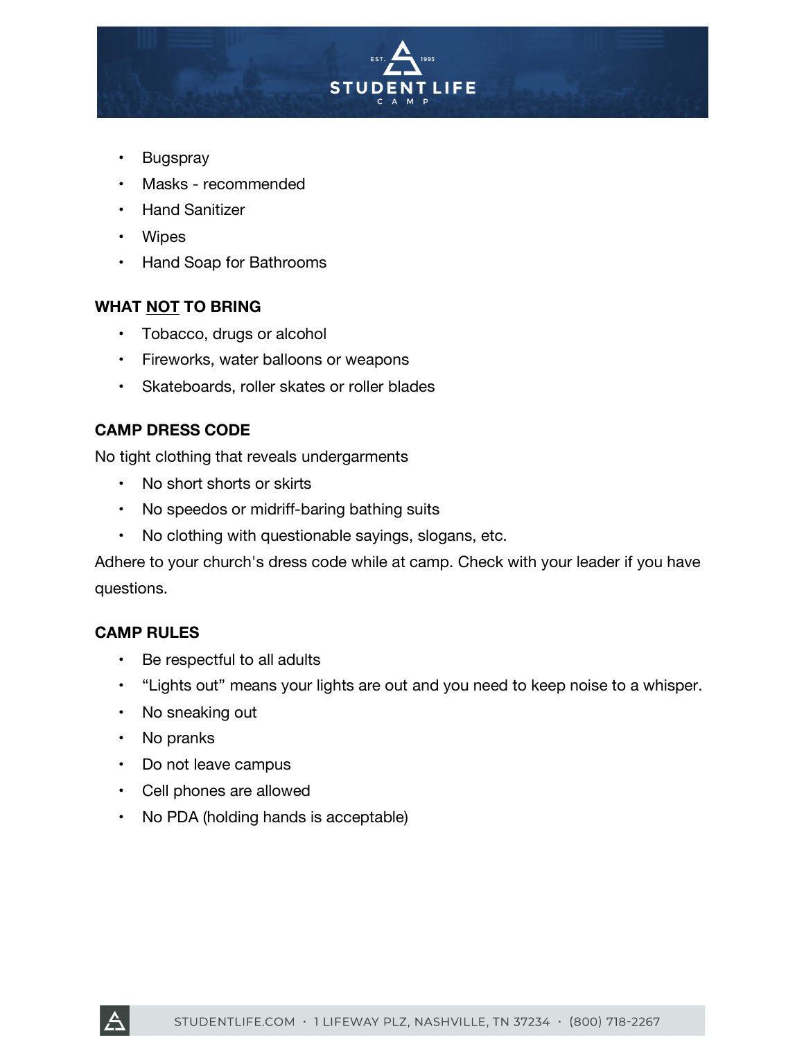- Bugspray
- Masks - recommended
- Hand Sanitizer
- Wipes
- Hand Soap for Bathrooms

**WHAT NOT TO BRING**

- Tobacco, drugs or alcohol
- Fireworks, water balloons or weapons
- Skateboards, roller skates or roller blades

**CAMP DRESS CODE**

No tight clothing that reveals undergarments

- No short shorts or skirts
- No speedos or midriff-baring bathing suits
- No clothing with questionable sayings, slogans, etc.

Adhere to your church's dress code while at camp. Check with your leader if you have questions.

**CAMP RULES**

- Be respectful to all adults
- "Lights out" means your lights are out and you need to keep noise to a whisper.
- No sneaking out
- No pranks
- Do not leave campus
- Cell phones are allowed
- No PDA (holding hands is acceptable)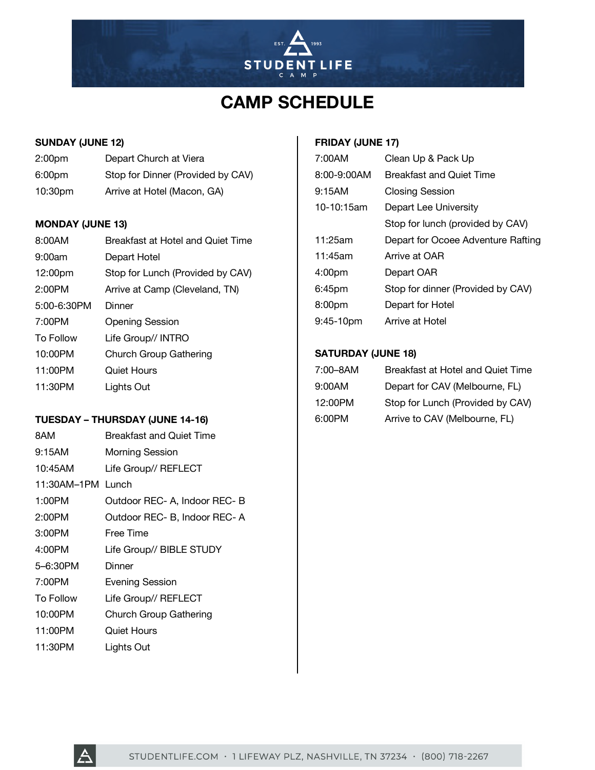# CAMP SCHEDULE

### SUNDAY (JUNE 12)

| | |
|---|---|
| 2:00pm | Depart Church at Viera |
| 6:00pm | Stop for Dinner (Provided by CAV) |
| 10:30pm | Arrive at Hotel (Macon, GA) |

### MONDAY (JUNE 13)

| | |
|---|---|
| 8:00AM | Breakfast at Hotel and Quiet Time |
| 9:00am | Depart Hotel |
| 12:00pm | Stop for Lunch (Provided by CAV) |
| 2:00PM | Arrive at Camp (Cleveland, TN) |
| 5:00-6:30PM | Dinner |
| 7:00PM | Opening Session |
| To Follow | Life Group// INTRO |
| 10:00PM | Church Group Gathering |
| 11:00PM | Quiet Hours |
| 11:30PM | Lights Out |

### TUESDAY – THURSDAY (JUNE 14-16)

| | |
|---|---|
| 8AM | Breakfast and Quiet Time |
| 9:15AM | Morning Session |
| 10:45AM | Life Group// REFLECT |
| 11:30AM–1PM | Lunch |
| 1:00PM | Outdoor REC- A, Indoor REC- B |
| 2:00PM | Outdoor REC- B, Indoor REC- A |
| 3:00PM | Free Time |
| 4:00PM | Life Group// BIBLE STUDY |
| 5–6:30PM | Dinner |
| 7:00PM | Evening Session |
| To Follow | Life Group// REFLECT |
| 10:00PM | Church Group Gathering |
| 11:00PM | Quiet Hours |
| 11:30PM | Lights Out |

### FRIDAY (JUNE 17)

| | |
|---|---|
| 7:00AM | Clean Up & Pack Up |
| 8:00-9:00AM | Breakfast and Quiet Time |
| 9:15AM | Closing Session |
| 10-10:15am | Depart Lee University |
| | Stop for lunch (provided by CAV) |
| 11:25am | Depart for Ocoee Adventure Rafting |
| 11:45am | Arrive at OAR |
| 4:00pm | Depart OAR |
| 6:45pm | Stop for dinner (Provided by CAV) |
| 8:00pm | Depart for Hotel |
| 9:45-10pm | Arrive at Hotel |

### SATURDAY (JUNE 18)

| | |
|---|---|
| 7:00–8AM | Breakfast at Hotel and Quiet Time |
| 9:00AM | Depart for CAV (Melbourne, FL) |
| 12:00PM | Stop for Lunch (Provided by CAV) |
| 6:00PM | Arrive to CAV (Melbourne, FL) |